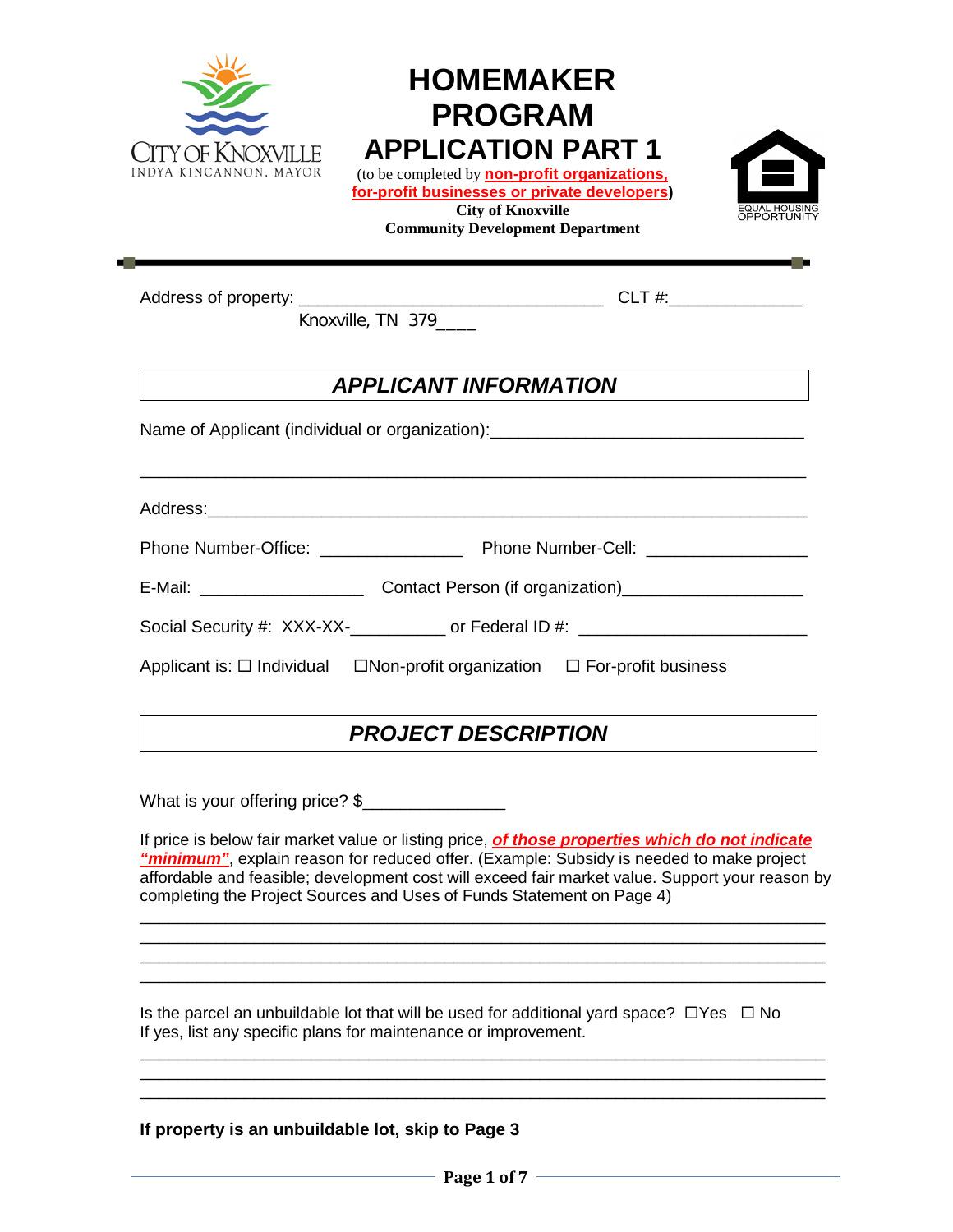CITY OF KNOXVILLE
INDYA KINCANNON, MAYOR

# HOMEMAKER PROGRAM APPLICATION PART 1

(to be completed by **non-profit organizations, for-profit businesses or private developers**)

**City of Knoxville**
**Community Development Department**

EQUAL HOUSING OPPORTUNITY

---

Address of property: ________________________________ CLT #:_____________
Knoxville, TN 379____

## *APPLICANT INFORMATION*

Name of Applicant (individual or organization):_________________________________

_______________________________________________________________________

Address:________________________________________________________________

Phone Number-Office: _______________ Phone Number-Cell: _________________

E-Mail: _________________ Contact Person (if organization)__________________

Social Security #: XXX-XX-__________ or Federal ID #: _______________________

Applicant is: ☐ Individual ☐Non-profit organization ☐ For-profit business

## *PROJECT DESCRIPTION*

What is your offering price? $_______________

If price is below fair market value or listing price, ***of those properties which do not indicate "minimum"***, explain reason for reduced offer. (Example: Subsidy is needed to make project affordable and feasible; development cost will exceed fair market value. Support your reason by completing the Project Sources and Uses of Funds Statement on Page 4)

_______________________________________________________________________
_______________________________________________________________________
_______________________________________________________________________
_______________________________________________________________________

Is the parcel an unbuildable lot that will be used for additional yard space? ☐Yes ☐ No
If yes, list any specific plans for maintenance or improvement.

_______________________________________________________________________
_______________________________________________________________________
_______________________________________________________________________

**If property is an unbuildable lot, skip to Page 3**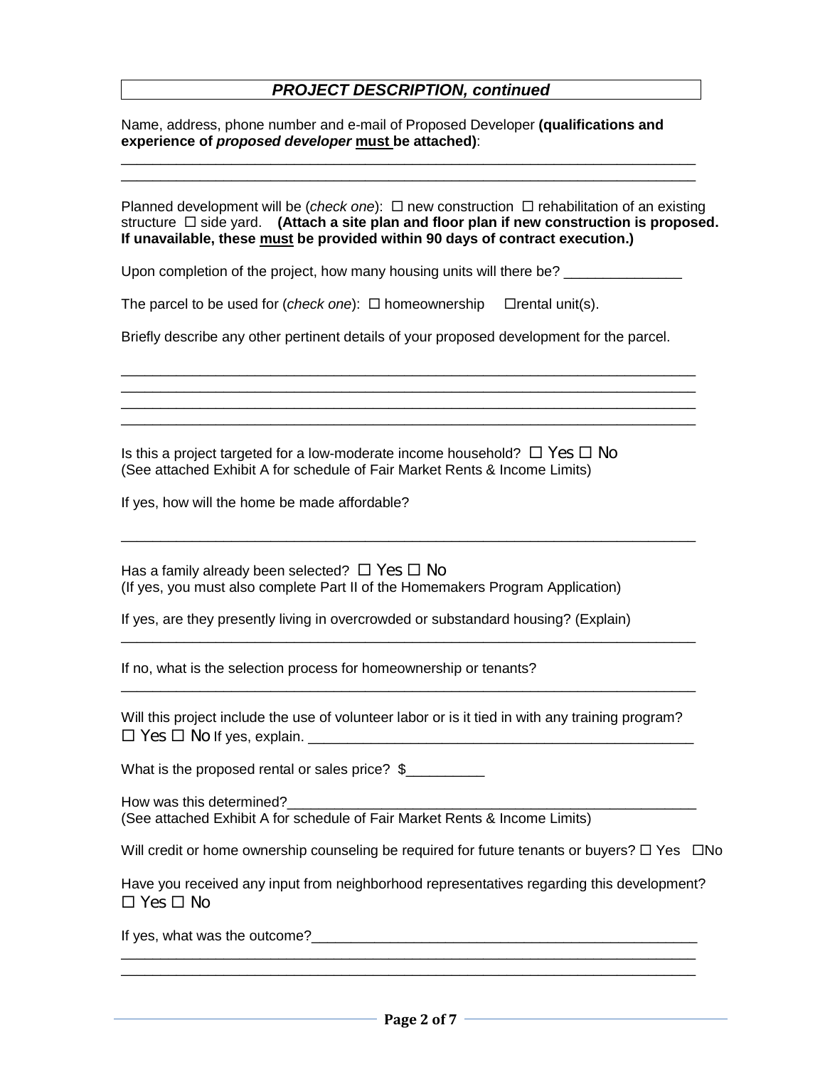## *PROJECT DESCRIPTION, continued*

Name, address, phone number and e-mail of Proposed Developer **(qualifications and experience of *proposed developer* must be attached)**:

___________________________________________________________________________
___________________________________________________________________________

Planned development will be (*check one*): ☐ new construction ☐ rehabilitation of an existing structure ☐ side yard. **(Attach a site plan and floor plan if new construction is proposed. If unavailable, these must be provided within 90 days of contract execution.)**

Upon completion of the project, how many housing units will there be? _______________

The parcel to be used for (*check one*): ☐ homeownership ☐rental unit(s).

Briefly describe any other pertinent details of your proposed development for the parcel.

___________________________________________________________________________
___________________________________________________________________________
___________________________________________________________________________
___________________________________________________________________________

Is this a project targeted for a low-moderate income household? ☐ Yes ☐ No
(See attached Exhibit A for schedule of Fair Market Rents & Income Limits)

If yes, how will the home be made affordable?

___________________________________________________________________________

Has a family already been selected? ☐ Yes ☐ No
(If yes, you must also complete Part II of the Homemakers Program Application)

If yes, are they presently living in overcrowded or substandard housing? (Explain)
___________________________________________________________________________

If no, what is the selection process for homeownership or tenants?
___________________________________________________________________________

Will this project include the use of volunteer labor or is it tied in with any training program?
☐ Yes ☐ No If yes, explain. _________________________________________________

What is the proposed rental or sales price? $__________

How was this determined?____________________________________________________
(See attached Exhibit A for schedule of Fair Market Rents & Income Limits)

Will credit or home ownership counseling be required for future tenants or buyers? ☐ Yes ☐No

Have you received any input from neighborhood representatives regarding this development?
☐ Yes ☐ No

If yes, what was the outcome?__________________________________________________
___________________________________________________________________________
___________________________________________________________________________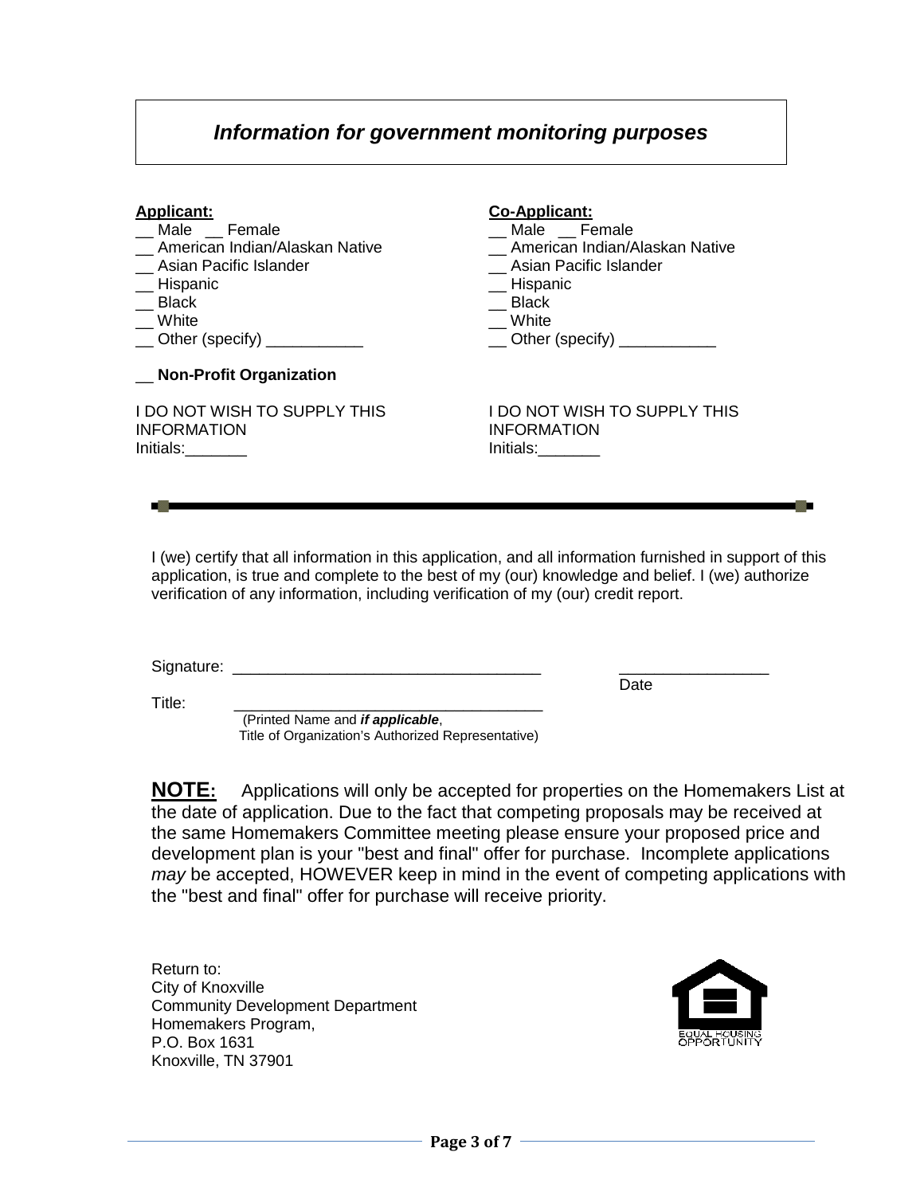## *Information for government monitoring purposes*

**Applicant:**

__ Male __ Female
__ American Indian/Alaskan Native
__ Asian Pacific Islander
__ Hispanic
__ Black
__ White
__ Other (specify) ___________

__ **Non-Profit Organization**

I DO NOT WISH TO SUPPLY THIS INFORMATION
Initials:_______

**Co-Applicant:**

__ Male __ Female
__ American Indian/Alaskan Native
__ Asian Pacific Islander
__ Hispanic
__ Black
__ White
__ Other (specify) ___________

I DO NOT WISH TO SUPPLY THIS INFORMATION
Initials:_______

---

I (we) certify that all information in this application, and all information furnished in support of this application, is true and complete to the best of my (our) knowledge and belief. I (we) authorize verification of any information, including verification of my (our) credit report.

Signature: ___________________________________ _________________
Date

Title: ___________________________________
(Printed Name and ***if applicable***, Title of Organization's Authorized Representative)

**NOTE:** Applications will only be accepted for properties on the Homemakers List at the date of application. Due to the fact that competing proposals may be received at the same Homemakers Committee meeting please ensure your proposed price and development plan is your "best and final" offer for purchase. Incomplete applications *may* be accepted, HOWEVER keep in mind in the event of competing applications with the "best and final" offer for purchase will receive priority.

Return to:
City of Knoxville
Community Development Department
Homemakers Program,
P.O. Box 1631
Knoxville, TN 37901

EQUAL HOUSING OPPORTUNITY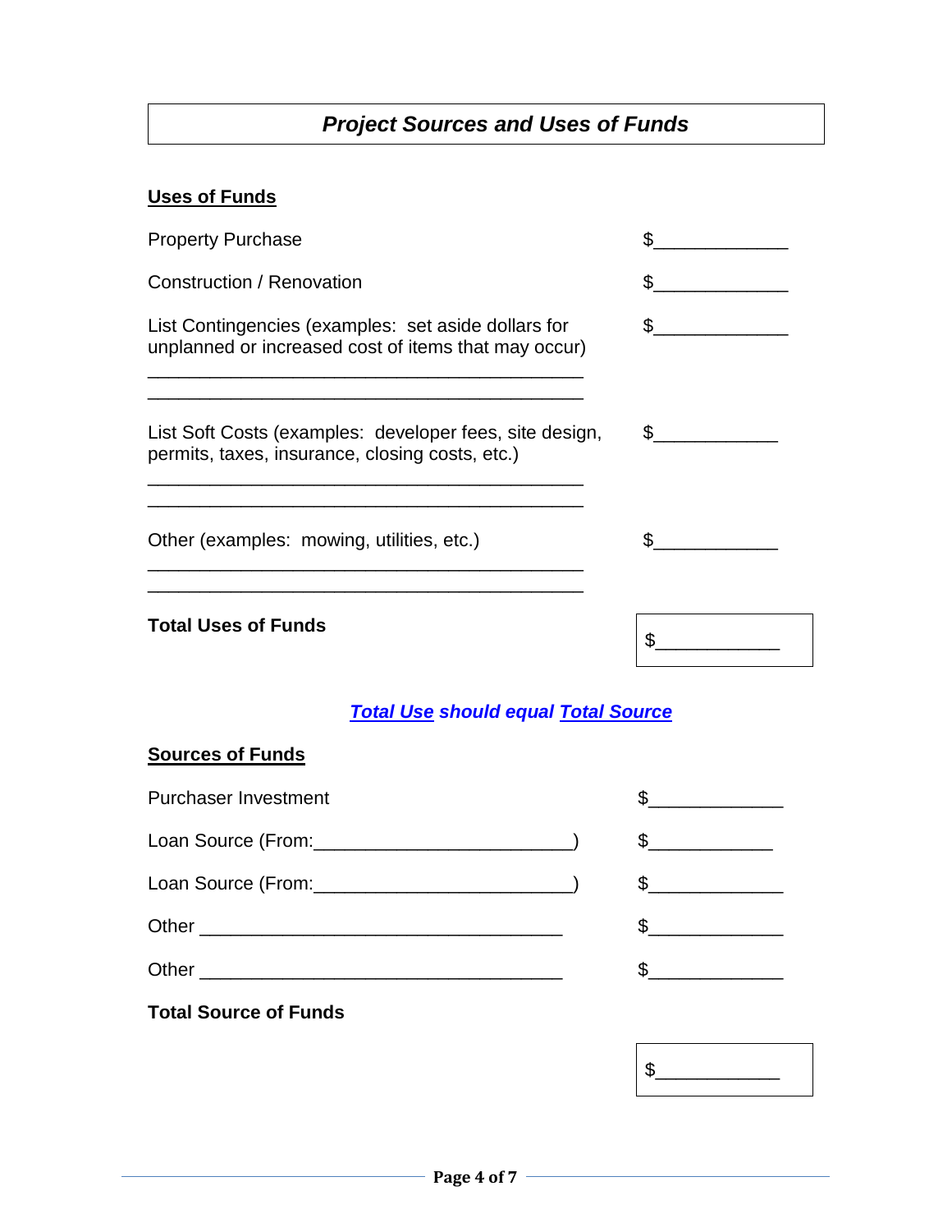# *Project Sources and Uses of Funds*

## Uses of Funds

Property Purchase $_____________

Construction / Renovation $_____________

List Contingencies (examples: set aside dollars for unplanned or increased cost of items that may occur) $_____________

__________________________________________

__________________________________________

List Soft Costs (examples: developer fees, site design, permits, taxes, insurance, closing costs, etc.) $____________

__________________________________________

__________________________________________

Other (examples: mowing, utilities, etc.) $____________

__________________________________________

__________________________________________

**Total Uses of Funds** $____________

***Total Use should equal Total Source***

## Sources of Funds

Purchaser Investment $_____________

Loan Source (From:________________________) $____________

Loan Source (From:________________________) $_____________

Other ___________________________________ $_____________

Other ___________________________________ $_____________

**Total Source of Funds** $____________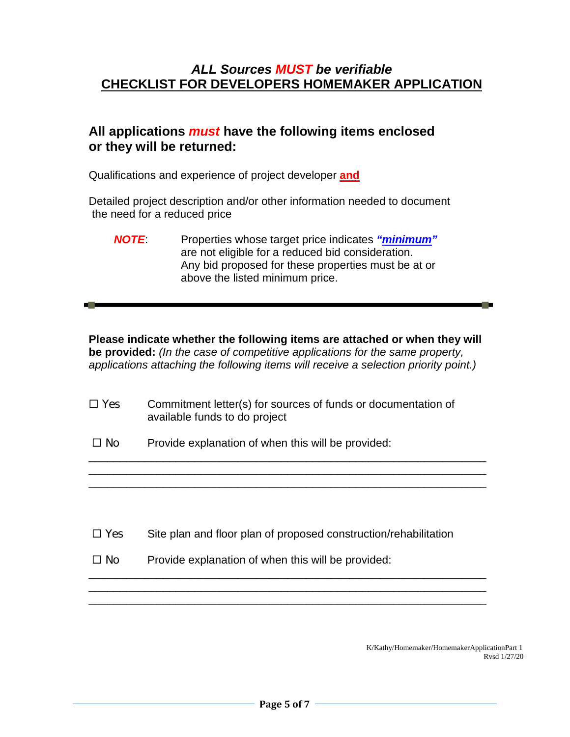# *ALL Sources MUST be verifiable*

# CHECKLIST FOR DEVELOPERS HOMEMAKER APPLICATION

## All applications *must* have the following items enclosed or they will be returned:

Qualifications and experience of project developer **and**

Detailed project description and/or other information needed to document the need for a reduced price

> ***NOTE***: Properties whose target price indicates ***"minimum"*** are not eligible for a reduced bid consideration. Any bid proposed for these properties must be at or above the listed minimum price.

---

**Please indicate whether the following items are attached or when they will be provided:** *(In the case of competitive applications for the same property, applications attaching the following items will receive a selection priority point.)*

☐ Yes Commitment letter(s) for sources of funds or documentation of available funds to do project

☐ No Provide explanation of when this will be provided:

\_\_\_\_\_\_\_\_\_\_\_\_\_\_\_\_\_\_\_\_\_\_\_\_\_\_\_\_\_\_\_\_\_\_\_\_\_\_\_\_\_\_\_\_\_\_\_\_\_\_\_\_\_\_\_\_\_\_\_\_
\_\_\_\_\_\_\_\_\_\_\_\_\_\_\_\_\_\_\_\_\_\_\_\_\_\_\_\_\_\_\_\_\_\_\_\_\_\_\_\_\_\_\_\_\_\_\_\_\_\_\_\_\_\_\_\_\_\_\_\_
\_\_\_\_\_\_\_\_\_\_\_\_\_\_\_\_\_\_\_\_\_\_\_\_\_\_\_\_\_\_\_\_\_\_\_\_\_\_\_\_\_\_\_\_\_\_\_\_\_\_\_\_\_\_\_\_\_\_\_\_

☐ Yes Site plan and floor plan of proposed construction/rehabilitation

☐ No Provide explanation of when this will be provided:

\_\_\_\_\_\_\_\_\_\_\_\_\_\_\_\_\_\_\_\_\_\_\_\_\_\_\_\_\_\_\_\_\_\_\_\_\_\_\_\_\_\_\_\_\_\_\_\_\_\_\_\_\_\_\_\_\_\_\_\_
\_\_\_\_\_\_\_\_\_\_\_\_\_\_\_\_\_\_\_\_\_\_\_\_\_\_\_\_\_\_\_\_\_\_\_\_\_\_\_\_\_\_\_\_\_\_\_\_\_\_\_\_\_\_\_\_\_\_\_\_
\_\_\_\_\_\_\_\_\_\_\_\_\_\_\_\_\_\_\_\_\_\_\_\_\_\_\_\_\_\_\_\_\_\_\_\_\_\_\_\_\_\_\_\_\_\_\_\_\_\_\_\_\_\_\_\_\_\_\_\_

K/Kathy/Homemaker/HomemakerApplicationPart 1
Rvsd 1/27/20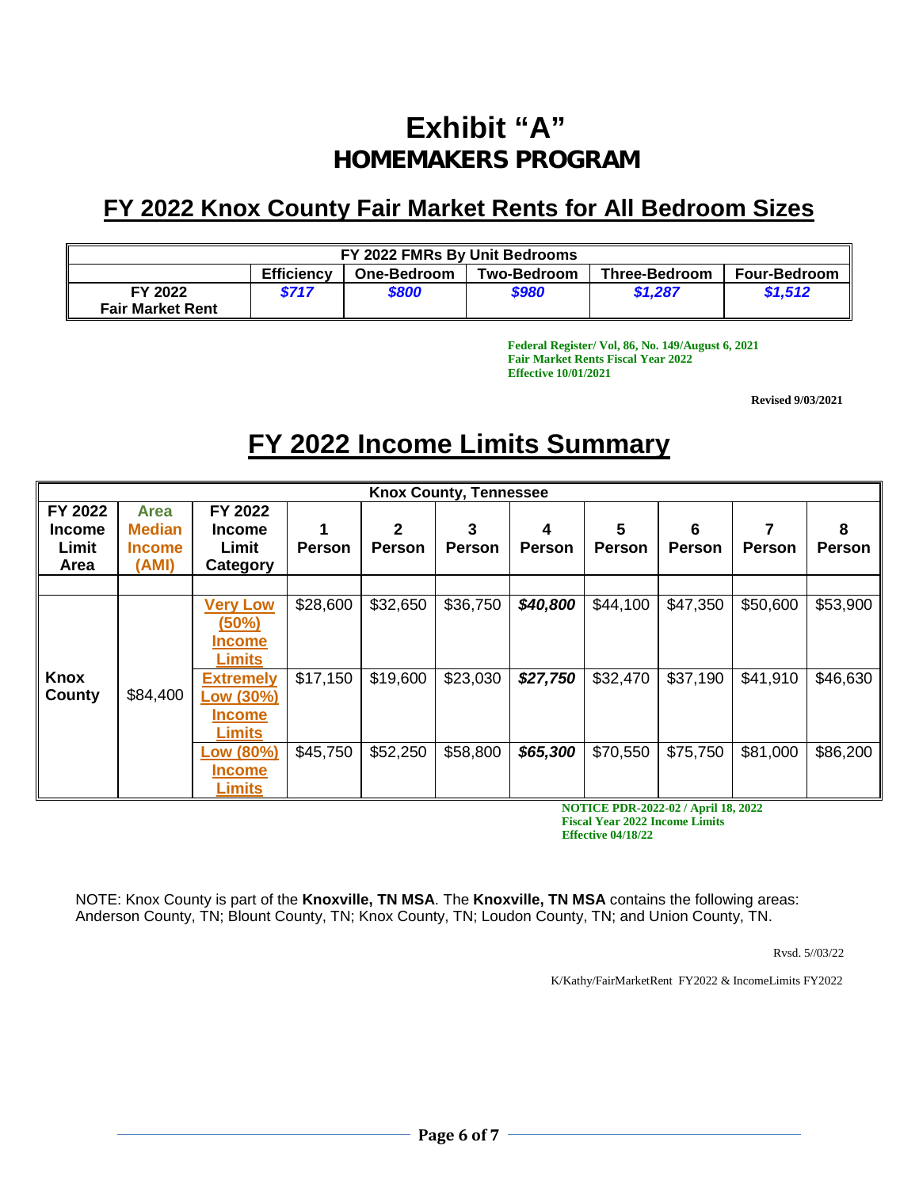# Exhibit "A"
## HOMEMAKERS PROGRAM

## FY 2022 Knox County Fair Market Rents for All Bedroom Sizes

| FY 2022 FMRs By Unit Bedrooms | | | | | |
|---|---|---|---|---|---|
| | Efficiency | One-Bedroom | Two-Bedroom | Three-Bedroom | Four-Bedroom |
| FY 2022 Fair Market Rent | ***$717*** | ***$800*** | ***$980*** | ***$1,287*** | ***$1,512*** |

**Federal Register/ Vol, 86, No. 149/August 6, 2021**
**Fair Market Rents Fiscal Year 2022**
**Effective 10/01/2021**

**Revised 9/03/2021**

## FY 2022 Income Limits Summary

| Knox County, Tennessee | | | | | | | | | | |
|---|---|---|---|---|---|---|---|---|---|---|
| FY 2022 Income Limit Area | Area Median Income (AMI) | FY 2022 Income Limit Category | 1 Person | 2 Person | 3 Person | 4 Person | 5 Person | 6 Person | 7 Person | 8 Person |
| Knox County | $84,400 | Very Low (50%) Income Limits | $28,600 | $32,650 | $36,750 | ***$40,800*** | $44,100 | $47,350 | $50,600 | $53,900 |
| | | Extremely Low (30%) Income Limits | $17,150 | $19,600 | $23,030 | ***$27,750*** | $32,470 | $37,190 | $41,910 | $46,630 |
| | | Low (80%) Income Limits | $45,750 | $52,250 | $58,800 | ***$65,300*** | $70,550 | $75,750 | $81,000 | $86,200 |

**NOTICE PDR-2022-02 / April 18, 2022**
**Fiscal Year 2022 Income Limits**
**Effective 04/18/22**

NOTE: Knox County is part of the **Knoxville, TN MSA**. The **Knoxville, TN MSA** contains the following areas: Anderson County, TN; Blount County, TN; Knox County, TN; Loudon County, TN; and Union County, TN.

Rvsd. 5//03/22

K/Kathy/FairMarketRent FY2022 & IncomeLimits FY2022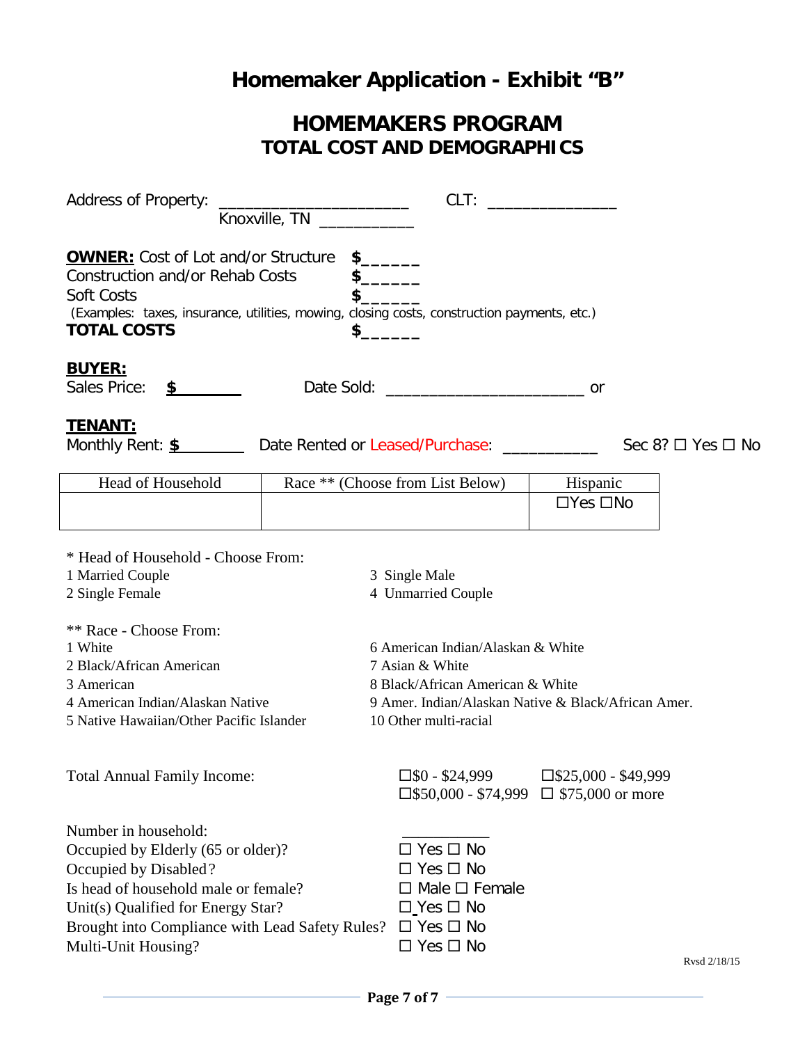# Homemaker Application - Exhibit "B"

## HOMEMAKERS PROGRAM
## TOTAL COST AND DEMOGRAPHICS

Address of Property: ______________________ CLT: _______________
Knoxville, TN ___________

**OWNER:** Cost of Lot and/or Structure **$______**
Construction and/or Rehab Costs **$______**
Soft Costs **$______**
(Examples: taxes, insurance, utilities, mowing, closing costs, construction payments, etc.)
**TOTAL COSTS** **$______**

**BUYER:**
Sales Price: **$________** Date Sold: _______________________ or

**TENANT:**
Monthly Rent: **$________** Date Rented or Leased/Purchase: ___________ Sec 8? ☐ Yes ☐ No

| Head of Household | Race ** (Choose from List Below) | Hispanic |
|---|---|---|
| | | ☐Yes ☐No |

\* Head of Household - Choose From:
1 Married Couple
2 Single Female
3 Single Male
4 Unmarried Couple

** Race - Choose From:
1 White
2 Black/African American
3 American
4 American Indian/Alaskan Native
5 Native Hawaiian/Other Pacific Islander
6 American Indian/Alaskan & White
7 Asian & White
8 Black/African American & White
9 Amer. Indian/Alaskan Native & Black/African Amer.
10 Other multi-racial

Total Annual Family Income: ☐$0 - $24,999 ☐$25,000 - $49,999 ☐$50,000 - $74,999 ☐ $75,000 or more

Number in household: ___________
Occupied by Elderly (65 or older)? ☐ Yes ☐ No
Occupied by Disabled? ☐ Yes ☐ No
Is head of household male or female? ☐ Male ☐ Female
Unit(s) Qualified for Energy Star? ☐ Yes ☐ No
Brought into Compliance with Lead Safety Rules? ☐ Yes ☐ No
Multi-Unit Housing? ☐ Yes ☐ No

Rvsd 2/18/15